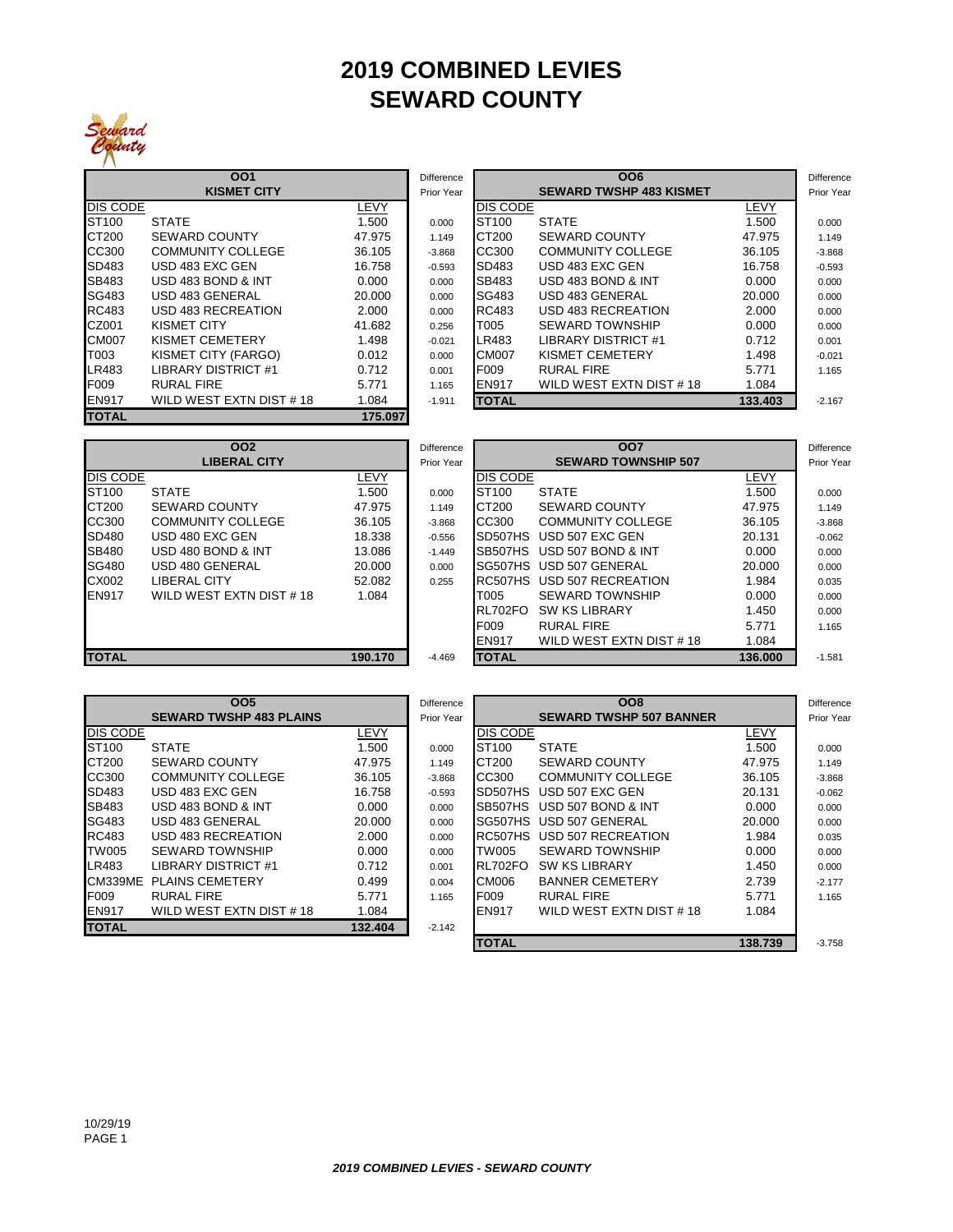# 2019 COMBINED LEVIES
# SEWARD COUNTY

| OO1 KISMET CITY | | | Difference Prior Year |
|---|---|---|---|
| DIS CODE | | LEVY | |
| ST100 | STATE | 1.500 | 0.000 |
| CT200 | SEWARD COUNTY | 47.975 | 1.149 |
| CC300 | COMMUNITY COLLEGE | 36.105 | -3.868 |
| SD483 | USD 483 EXC GEN | 16.758 | -0.593 |
| SB483 | USD 483 BOND & INT | 0.000 | 0.000 |
| SG483 | USD 483 GENERAL | 20.000 | 0.000 |
| RC483 | USD 483 RECREATION | 2.000 | 0.000 |
| CZ001 | KISMET CITY | 41.682 | 0.256 |
| CM007 | KISMET CEMETERY | 1.498 | -0.021 |
| T003 | KISMET CITY (FARGO) | 0.012 | 0.000 |
| LR483 | LIBRARY DISTRICT #1 | 0.712 | 0.001 |
| F009 | RURAL FIRE | 5.771 | 1.165 |
| EN917 | WILD WEST EXTN DIST # 18 | 1.084 | -1.911 |
| TOTAL | | 175.097 | |

| OO6 SEWARD TWSHP 483 KISMET | | | Difference Prior Year |
|---|---|---|---|
| DIS CODE | | LEVY | |
| ST100 | STATE | 1.500 | 0.000 |
| CT200 | SEWARD COUNTY | 47.975 | 1.149 |
| CC300 | COMMUNITY COLLEGE | 36.105 | -3.868 |
| SD483 | USD 483 EXC GEN | 16.758 | -0.593 |
| SB483 | USD 483 BOND & INT | 0.000 | 0.000 |
| SG483 | USD 483 GENERAL | 20.000 | 0.000 |
| RC483 | USD 483 RECREATION | 2.000 | 0.000 |
| T005 | SEWARD TOWNSHIP | 0.000 | 0.000 |
| LR483 | LIBRARY DISTRICT #1 | 0.712 | 0.001 |
| CM007 | KISMET CEMETERY | 1.498 | -0.021 |
| F009 | RURAL FIRE | 5.771 | 1.165 |
| EN917 | WILD WEST EXTN DIST # 18 | 1.084 | |
| TOTAL | | 133.403 | -2.167 |

| OO2 LIBERAL CITY | | | Difference Prior Year |
|---|---|---|---|
| DIS CODE | | LEVY | |
| ST100 | STATE | 1.500 | 0.000 |
| CT200 | SEWARD COUNTY | 47.975 | 1.149 |
| CC300 | COMMUNITY COLLEGE | 36.105 | -3.868 |
| SD480 | USD 480 EXC GEN | 18.338 | -0.556 |
| SB480 | USD 480 BOND & INT | 13.086 | -1.449 |
| SG480 | USD 480 GENERAL | 20.000 | 0.000 |
| CX002 | LIBERAL CITY | 52.082 | 0.255 |
| EN917 | WILD WEST EXTN DIST # 18 | 1.084 | |
| TOTAL | | 190.170 | -4.469 |

| OO7 SEWARD TOWNSHIP 507 | | | Difference Prior Year |
|---|---|---|---|
| DIS CODE | | LEVY | |
| ST100 | STATE | 1.500 | 0.000 |
| CT200 | SEWARD COUNTY | 47.975 | 1.149 |
| CC300 | COMMUNITY COLLEGE | 36.105 | -3.868 |
| SD507HS | USD 507 EXC GEN | 20.131 | -0.062 |
| SB507HS | USD 507 BOND & INT | 0.000 | 0.000 |
| SG507HS | USD 507 GENERAL | 20.000 | 0.000 |
| RC507HS | USD 507 RECREATION | 1.984 | 0.035 |
| T005 | SEWARD TOWNSHIP | 0.000 | 0.000 |
| RL702FO | SW KS LIBRARY | 1.450 | 0.000 |
| F009 | RURAL FIRE | 5.771 | 1.165 |
| EN917 | WILD WEST EXTN DIST # 18 | 1.084 | |
| TOTAL | | 136.000 | -1.581 |

| OO5 SEWARD TWSHP 483 PLAINS | | | Difference Prior Year |
|---|---|---|---|
| DIS CODE | | LEVY | |
| ST100 | STATE | 1.500 | 0.000 |
| CT200 | SEWARD COUNTY | 47.975 | 1.149 |
| CC300 | COMMUNITY COLLEGE | 36.105 | -3.868 |
| SD483 | USD 483 EXC GEN | 16.758 | -0.593 |
| SB483 | USD 483 BOND & INT | 0.000 | 0.000 |
| SG483 | USD 483 GENERAL | 20.000 | 0.000 |
| RC483 | USD 483 RECREATION | 2.000 | 0.000 |
| TW005 | SEWARD TOWNSHIP | 0.000 | 0.000 |
| LR483 | LIBRARY DISTRICT #1 | 0.712 | 0.001 |
| CM339ME | PLAINS CEMETERY | 0.499 | 0.004 |
| F009 | RURAL FIRE | 5.771 | 1.165 |
| EN917 | WILD WEST EXTN DIST # 18 | 1.084 | |
| TOTAL | | 132.404 | -2.142 |

| OO8 SEWARD TWSHP 507 BANNER | | | Difference Prior Year |
|---|---|---|---|
| DIS CODE | | LEVY | |
| ST100 | STATE | 1.500 | 0.000 |
| CT200 | SEWARD COUNTY | 47.975 | 1.149 |
| CC300 | COMMUNITY COLLEGE | 36.105 | -3.868 |
| SD507HS | USD 507 EXC GEN | 20.131 | -0.062 |
| SB507HS | USD 507 BOND & INT | 0.000 | 0.000 |
| SG507HS | USD 507 GENERAL | 20.000 | 0.000 |
| RC507HS | USD 507 RECREATION | 1.984 | 0.035 |
| TW005 | SEWARD TOWNSHIP | 0.000 | 0.000 |
| RL702FO | SW KS LIBRARY | 1.450 | 0.000 |
| CM006 | BANNER CEMETERY | 2.739 | -2.177 |
| F009 | RURAL FIRE | 5.771 | 1.165 |
| EN917 | WILD WEST EXTN DIST # 18 | 1.084 | |
| TOTAL | | 138.739 | -3.758 |

10/29/19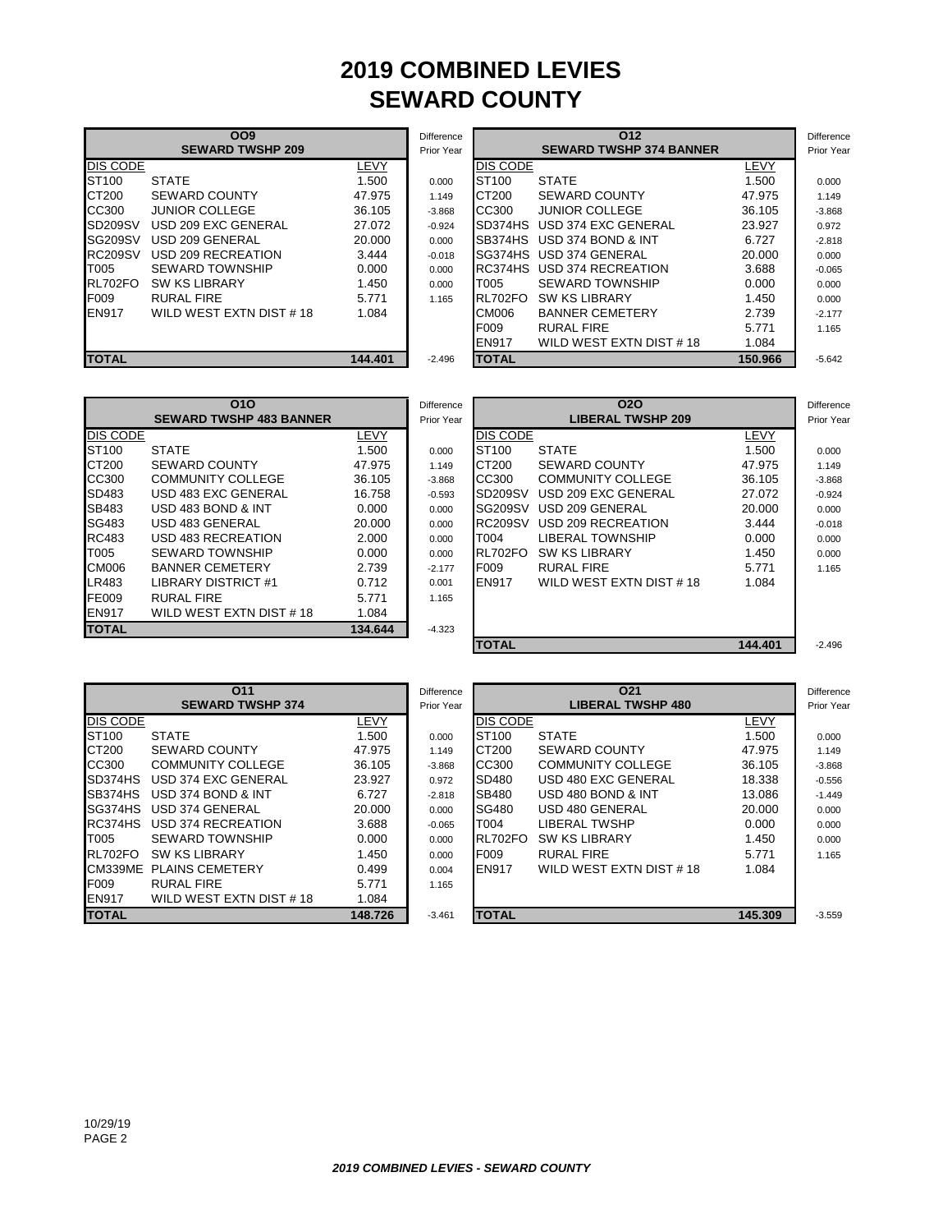# 2019 COMBINED LEVIES
# SEWARD COUNTY

| OO9 SEWARD TWSHP 209 | | | Difference Prior Year |
|---|---|---|---|
| DIS CODE | | LEVY | |
| ST100 | STATE | 1.500 | 0.000 |
| CT200 | SEWARD COUNTY | 47.975 | 1.149 |
| CC300 | JUNIOR COLLEGE | 36.105 | -3.868 |
| SD209SV | USD 209 EXC GENERAL | 27.072 | -0.924 |
| SG209SV | USD 209 GENERAL | 20.000 | 0.000 |
| RC209SV | USD 209 RECREATION | 3.444 | -0.018 |
| T005 | SEWARD TOWNSHIP | 0.000 | 0.000 |
| RL702FO | SW KS LIBRARY | 1.450 | 0.000 |
| F009 | RURAL FIRE | 5.771 | 1.165 |
| EN917 | WILD WEST EXTN DIST # 18 | 1.084 | |
| **TOTAL** | | **144.401** | -2.496 |

| O12 SEWARD TWSHP 374 BANNER | | | Difference Prior Year |
|---|---|---|---|
| DIS CODE | | LEVY | |
| ST100 | STATE | 1.500 | 0.000 |
| CT200 | SEWARD COUNTY | 47.975 | 1.149 |
| CC300 | JUNIOR COLLEGE | 36.105 | -3.868 |
| SD374HS | USD 374 EXC GENERAL | 23.927 | 0.972 |
| SB374HS | USD 374 BOND & INT | 6.727 | -2.818 |
| SG374HS | USD 374 GENERAL | 20.000 | 0.000 |
| RC374HS | USD 374 RECREATION | 3.688 | -0.065 |
| T005 | SEWARD TOWNSHIP | 0.000 | 0.000 |
| RL702FO | SW KS LIBRARY | 1.450 | 0.000 |
| CM006 | BANNER CEMETERY | 2.739 | -2.177 |
| F009 | RURAL FIRE | 5.771 | 1.165 |
| EN917 | WILD WEST EXTN DIST # 18 | 1.084 | |
| **TOTAL** | | **150.966** | -5.642 |

| O1O SEWARD TWSHP 483 BANNER | | | Difference Prior Year |
|---|---|---|---|
| DIS CODE | | LEVY | |
| ST100 | STATE | 1.500 | 0.000 |
| CT200 | SEWARD COUNTY | 47.975 | 1.149 |
| CC300 | COMMUNITY COLLEGE | 36.105 | -3.868 |
| SD483 | USD 483 EXC GENERAL | 16.758 | -0.593 |
| SB483 | USD 483 BOND & INT | 0.000 | 0.000 |
| SG483 | USD 483 GENERAL | 20.000 | 0.000 |
| RC483 | USD 483 RECREATION | 2.000 | 0.000 |
| T005 | SEWARD TOWNSHIP | 0.000 | 0.000 |
| CM006 | BANNER CEMETERY | 2.739 | -2.177 |
| LR483 | LIBRARY DISTRICT #1 | 0.712 | 0.001 |
| FE009 | RURAL FIRE | 5.771 | 1.165 |
| EN917 | WILD WEST EXTN DIST # 18 | 1.084 | |
| **TOTAL** | | **134.644** | -4.323 |

| O2O LIBERAL TWSHP 209 | | | Difference Prior Year |
|---|---|---|---|
| DIS CODE | | LEVY | |
| ST100 | STATE | 1.500 | 0.000 |
| CT200 | SEWARD COUNTY | 47.975 | 1.149 |
| CC300 | COMMUNITY COLLEGE | 36.105 | -3.868 |
| SD209SV | USD 209 EXC GENERAL | 27.072 | -0.924 |
| SG209SV | USD 209 GENERAL | 20.000 | 0.000 |
| RC209SV | USD 209 RECREATION | 3.444 | -0.018 |
| T004 | LIBERAL TOWNSHIP | 0.000 | 0.000 |
| RL702FO | SW KS LIBRARY | 1.450 | 0.000 |
| F009 | RURAL FIRE | 5.771 | 1.165 |
| EN917 | WILD WEST EXTN DIST # 18 | 1.084 | |
| **TOTAL** | | **144.401** | -2.496 |

| O11 SEWARD TWSHP 374 | | | Difference Prior Year |
|---|---|---|---|
| DIS CODE | | LEVY | |
| ST100 | STATE | 1.500 | 0.000 |
| CT200 | SEWARD COUNTY | 47.975 | 1.149 |
| CC300 | COMMUNITY COLLEGE | 36.105 | -3.868 |
| SD374HS | USD 374 EXC GENERAL | 23.927 | 0.972 |
| SB374HS | USD 374 BOND & INT | 6.727 | -2.818 |
| SG374HS | USD 374 GENERAL | 20.000 | 0.000 |
| RC374HS | USD 374 RECREATION | 3.688 | -0.065 |
| T005 | SEWARD TOWNSHIP | 0.000 | 0.000 |
| RL702FO | SW KS LIBRARY | 1.450 | 0.000 |
| CM339ME | PLAINS CEMETERY | 0.499 | 0.004 |
| F009 | RURAL FIRE | 5.771 | 1.165 |
| EN917 | WILD WEST EXTN DIST # 18 | 1.084 | |
| **TOTAL** | | **148.726** | -3.461 |

| O21 LIBERAL TWSHP 480 | | | Difference Prior Year |
|---|---|---|---|
| DIS CODE | | LEVY | |
| ST100 | STATE | 1.500 | 0.000 |
| CT200 | SEWARD COUNTY | 47.975 | 1.149 |
| CC300 | COMMUNITY COLLEGE | 36.105 | -3.868 |
| SD480 | USD 480 EXC GENERAL | 18.338 | -0.556 |
| SB480 | USD 480 BOND & INT | 13.086 | -1.449 |
| SG480 | USD 480 GENERAL | 20.000 | 0.000 |
| T004 | LIBERAL TWSHP | 0.000 | 0.000 |
| RL702FO | SW KS LIBRARY | 1.450 | 0.000 |
| F009 | RURAL FIRE | 5.771 | 1.165 |
| EN917 | WILD WEST EXTN DIST # 18 | 1.084 | |
| **TOTAL** | | **145.309** | -3.559 |

10/29/19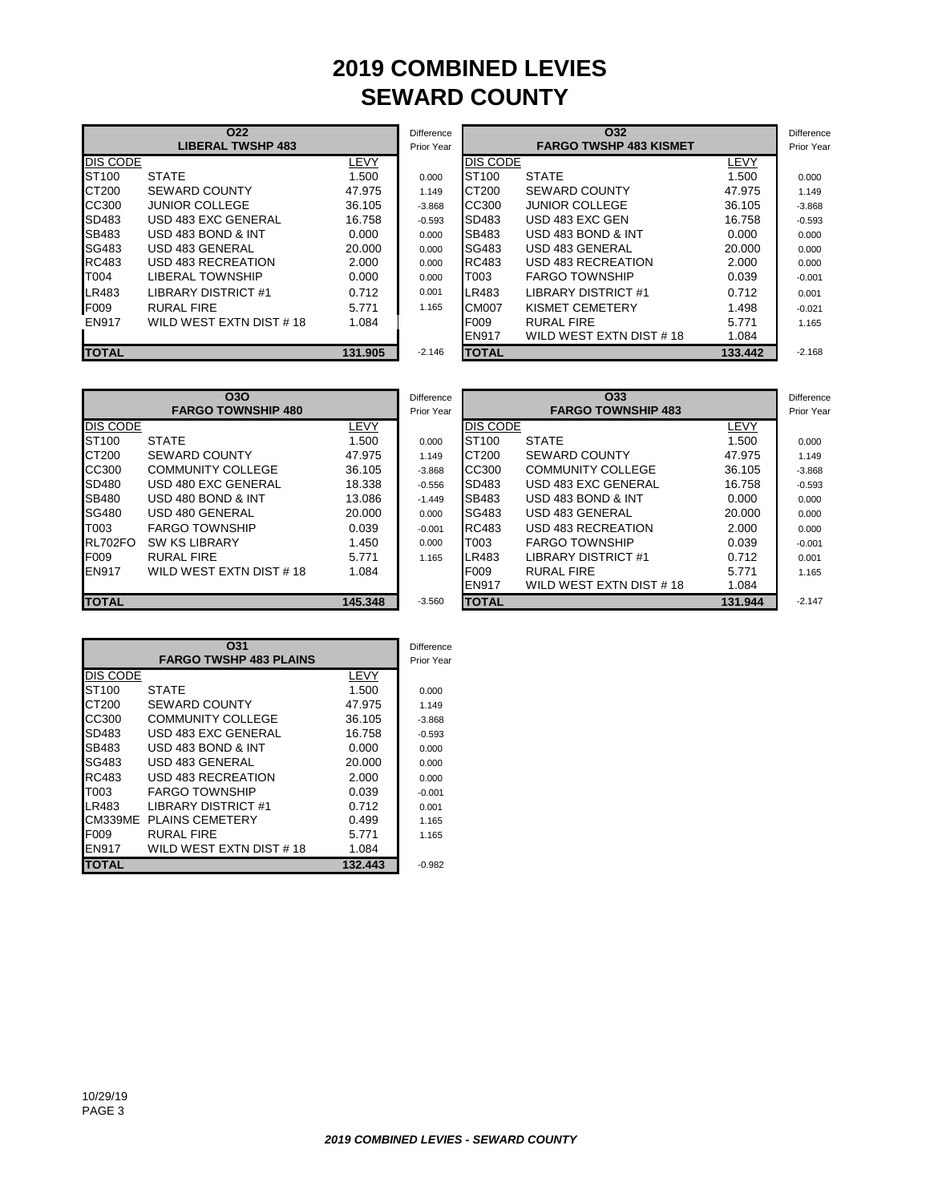# 2019 COMBINED LEVIES
# SEWARD COUNTY

| O22 LIBERAL TWSHP 483 | | | Difference Prior Year |
|---|---|---|---|
| DIS CODE | | LEVY | |
| ST100 | STATE | 1.500 | 0.000 |
| CT200 | SEWARD COUNTY | 47.975 | 1.149 |
| CC300 | JUNIOR COLLEGE | 36.105 | -3.868 |
| SD483 | USD 483 EXC GENERAL | 16.758 | -0.593 |
| SB483 | USD 483 BOND & INT | 0.000 | 0.000 |
| SG483 | USD 483 GENERAL | 20.000 | 0.000 |
| RC483 | USD 483 RECREATION | 2.000 | 0.000 |
| T004 | LIBERAL TOWNSHIP | 0.000 | 0.000 |
| LR483 | LIBRARY DISTRICT #1 | 0.712 | 0.001 |
| F009 | RURAL FIRE | 5.771 | 1.165 |
| EN917 | WILD WEST EXTN DIST # 18 | 1.084 | |
| **TOTAL** | | **131.905** | -2.146 |

| O32 FARGO TWSHP 483 KISMET | | | Difference Prior Year |
|---|---|---|---|
| DIS CODE | | LEVY | |
| ST100 | STATE | 1.500 | 0.000 |
| CT200 | SEWARD COUNTY | 47.975 | 1.149 |
| CC300 | JUNIOR COLLEGE | 36.105 | -3.868 |
| SD483 | USD 483 EXC GEN | 16.758 | -0.593 |
| SB483 | USD 483 BOND & INT | 0.000 | 0.000 |
| SG483 | USD 483 GENERAL | 20.000 | 0.000 |
| RC483 | USD 483 RECREATION | 2.000 | 0.000 |
| T003 | FARGO TOWNSHIP | 0.039 | -0.001 |
| LR483 | LIBRARY DISTRICT #1 | 0.712 | 0.001 |
| CM007 | KISMET CEMETERY | 1.498 | -0.021 |
| F009 | RURAL FIRE | 5.771 | 1.165 |
| EN917 | WILD WEST EXTN DIST # 18 | 1.084 | |
| **TOTAL** | | **133.442** | -2.168 |

| O3O FARGO TOWNSHIP 480 | | | Difference Prior Year |
|---|---|---|---|
| DIS CODE | | LEVY | |
| ST100 | STATE | 1.500 | 0.000 |
| CT200 | SEWARD COUNTY | 47.975 | 1.149 |
| CC300 | COMMUNITY COLLEGE | 36.105 | -3.868 |
| SD480 | USD 480 EXC GENERAL | 18.338 | -0.556 |
| SB480 | USD 480 BOND & INT | 13.086 | -1.449 |
| SG480 | USD 480 GENERAL | 20.000 | 0.000 |
| T003 | FARGO TOWNSHIP | 0.039 | -0.001 |
| RL702FO | SW KS LIBRARY | 1.450 | 0.000 |
| F009 | RURAL FIRE | 5.771 | 1.165 |
| EN917 | WILD WEST EXTN DIST # 18 | 1.084 | |
| **TOTAL** | | **145.348** | -3.560 |

| O33 FARGO TOWNSHIP 483 | | | Difference Prior Year |
|---|---|---|---|
| DIS CODE | | LEVY | |
| ST100 | STATE | 1.500 | 0.000 |
| CT200 | SEWARD COUNTY | 47.975 | 1.149 |
| CC300 | COMMUNITY COLLEGE | 36.105 | -3.868 |
| SD483 | USD 483 EXC GENERAL | 16.758 | -0.593 |
| SB483 | USD 483 BOND & INT | 0.000 | 0.000 |
| SG483 | USD 483 GENERAL | 20.000 | 0.000 |
| RC483 | USD 483 RECREATION | 2.000 | 0.000 |
| T003 | FARGO TOWNSHIP | 0.039 | -0.001 |
| LR483 | LIBRARY DISTRICT #1 | 0.712 | 0.001 |
| F009 | RURAL FIRE | 5.771 | 1.165 |
| EN917 | WILD WEST EXTN DIST # 18 | 1.084 | |
| **TOTAL** | | **131.944** | -2.147 |

| O31 FARGO TWSHP 483 PLAINS | | | Difference Prior Year |
|---|---|---|---|
| DIS CODE | | LEVY | |
| ST100 | STATE | 1.500 | 0.000 |
| CT200 | SEWARD COUNTY | 47.975 | 1.149 |
| CC300 | COMMUNITY COLLEGE | 36.105 | -3.868 |
| SD483 | USD 483 EXC GENERAL | 16.758 | -0.593 |
| SB483 | USD 483 BOND & INT | 0.000 | 0.000 |
| SG483 | USD 483 GENERAL | 20.000 | 0.000 |
| RC483 | USD 483 RECREATION | 2.000 | 0.000 |
| T003 | FARGO TOWNSHIP | 0.039 | -0.001 |
| LR483 | LIBRARY DISTRICT #1 | 0.712 | 0.001 |
| CM339ME | PLAINS CEMETERY | 0.499 | 1.165 |
| F009 | RURAL FIRE | 5.771 | 1.165 |
| EN917 | WILD WEST EXTN DIST # 18 | 1.084 | |
| **TOTAL** | | **132.443** | -0.982 |

10/29/19